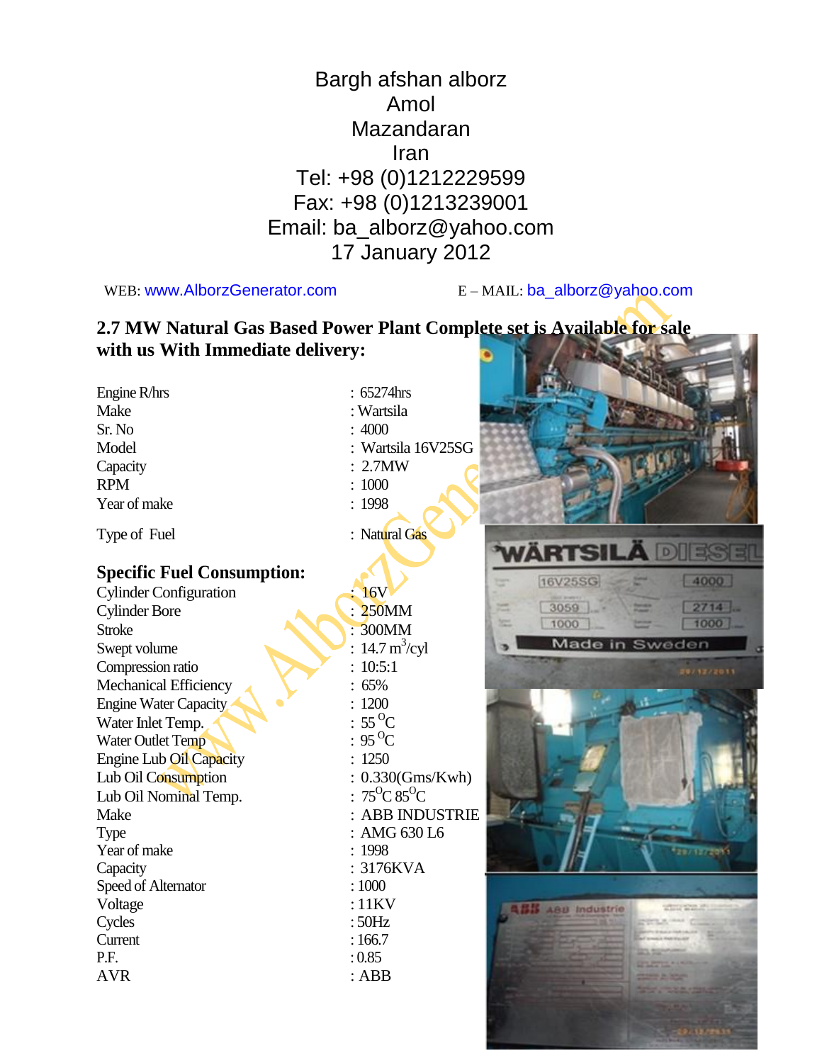Bargh afshan alborz
Amol
Mazandaran
Iran
Tel: +98 (0)1212229599
Fax: +98 (0)1213239001
Email: ba_alborz@yahoo.com
17 January 2012

WEB: www.AlborzGenerator.com E – MAIL: ba_alborz@yahoo.com

## 2.7 MW Natural Gas Based Power Plant Complete set is Available for sale with us With Immediate delivery:

| | |
|---|---|
| Engine R/hrs | : 65274hrs |
| Make | : Wartsila |
| Sr. No | : 4000 |
| Model | : Wartsila 16V25SG |
| Capacity | : 2.7MW |
| RPM | : 1000 |
| Year of make | : 1998 |
| Type of Fuel | : Natural Gas |

### Specific Fuel Consumption:

| | |
|---|---|
| Cylinder Configuration | : 16V |
| Cylinder Bore | : 250MM |
| Stroke | : 300MM |
| Swept volume | : 14.7 $m^3$/cyl |
| Compression ratio | : 10:5:1 |
| Mechanical Efficiency | : 65% |
| Engine Water Capacity | : 1200 |
| Water Inlet Temp. | : 55 $^O$C |
| Water Outlet Temp | : 95 $^O$C |
| Engine Lub Oil Capacity | : 1250 |
| Lub Oil Consumption | : 0.330(Gms/Kwh) |
| Lub Oil Nominal Temp. | : 75$^O$C 85$^O$C |
| Make | : ABB INDUSTRIE |
| Type | : AMG 630 L6 |
| Year of make | : 1998 |
| Capacity | : 3176KVA |
| Speed of Alternator | : 1000 |
| Voltage | : 11KV |
| Cycles | : 50Hz |
| Current | : 166.7 |
| P.F. | : 0.85 |
| AVR | : ABB |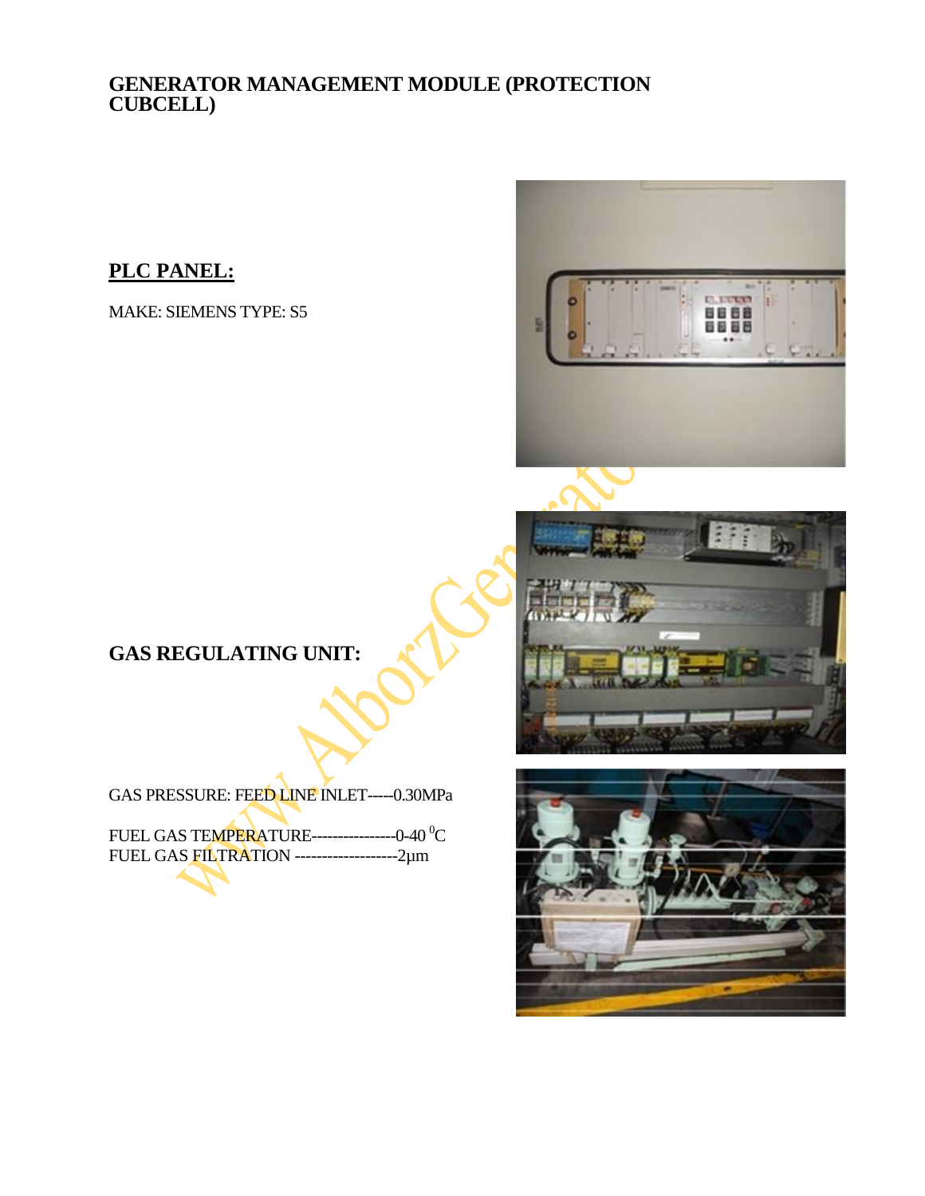# GENERATOR MANAGEMENT MODULE (PROTECTION CUBCELL)

## PLC PANEL:

MAKE: SIEMENS TYPE: S5

## GAS REGULATING UNIT:

GAS PRESSURE: FEED LINE INLET-----0.30MPa

FUEL GAS TEMPERATURE----------------0-40 $^{0}$C
FUEL GAS FILTRATION -------------------2µm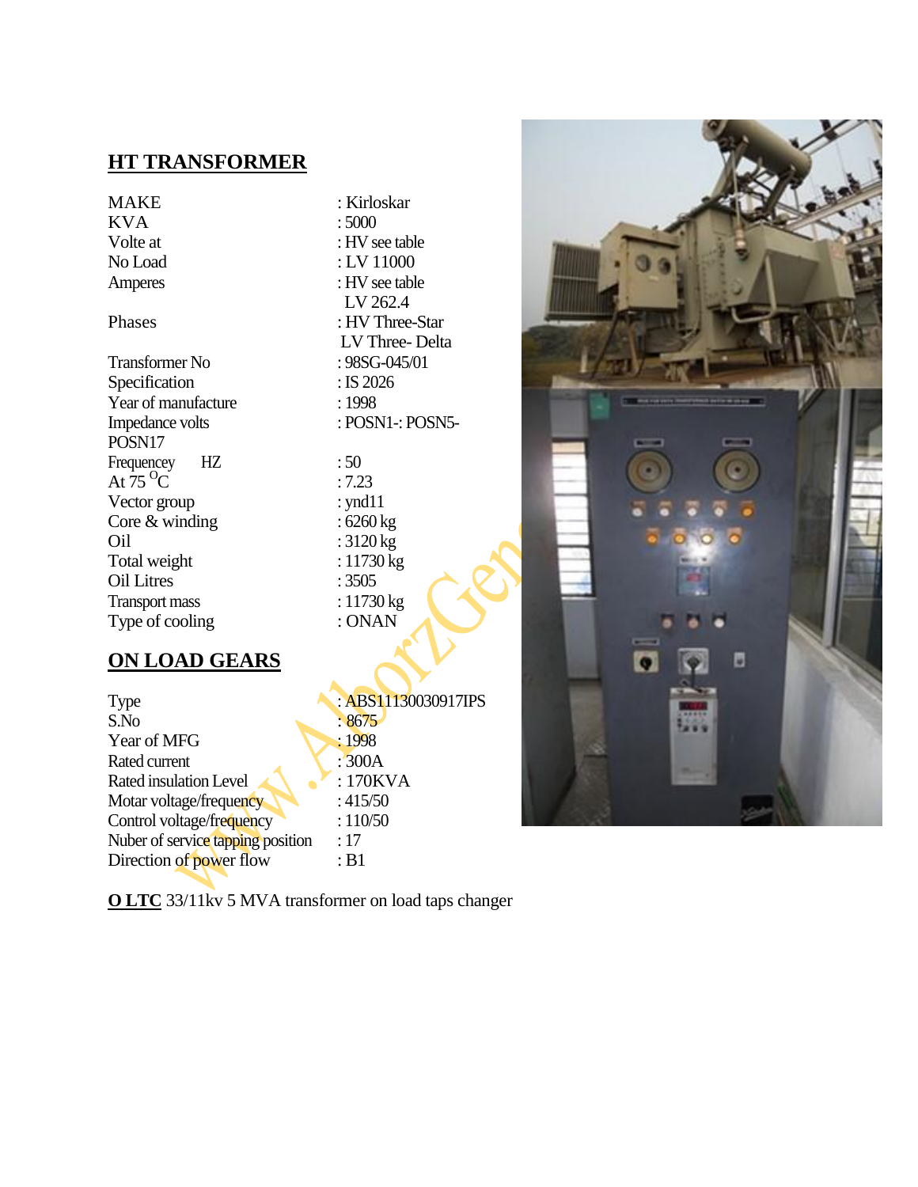## HT TRANSFORMER

| | |
|---|---|
| MAKE | : Kirloskar |
| KVA | : 5000 |
| Volte at | : HV see table |
| No Load | : LV 11000 |
| Amperes | : HV see table |
| | LV 262.4 |
| Phases | : HV Three-Star |
| | LV Three- Delta |
| Transformer No | : 98SG-045/01 |
| Specification | : IS 2026 |
| Year of manufacture | : 1998 |
| Impedance volts | : POSN1-: POSN5- |
| POSN17 | |
| Frequencey HZ | : 50 |
| At 75 $^{O}$C | : 7.23 |
| Vector group | : ynd11 |
| Core & winding | : 6260 kg |
| Oil | : 3120 kg |
| Total weight | : 11730 kg |
| Oil Litres | : 3505 |
| Transport mass | : 11730 kg |
| Type of cooling | : ONAN |

## ON LOAD GEARS

| | |
|---|---|
| Type | : ABS11130030917IPS |
| S.No | : 8675 |
| Year of MFG | : 1998 |
| Rated current | : 300A |
| Rated insulation Level | : 170KVA |
| Motar voltage/frequency | : 415/50 |
| Control voltage/frequency | : 110/50 |
| Nuber of service tapping position | : 17 |
| Direction of power flow | : B1 |

**O LTC** 33/11kv 5 MVA transformer on load taps changer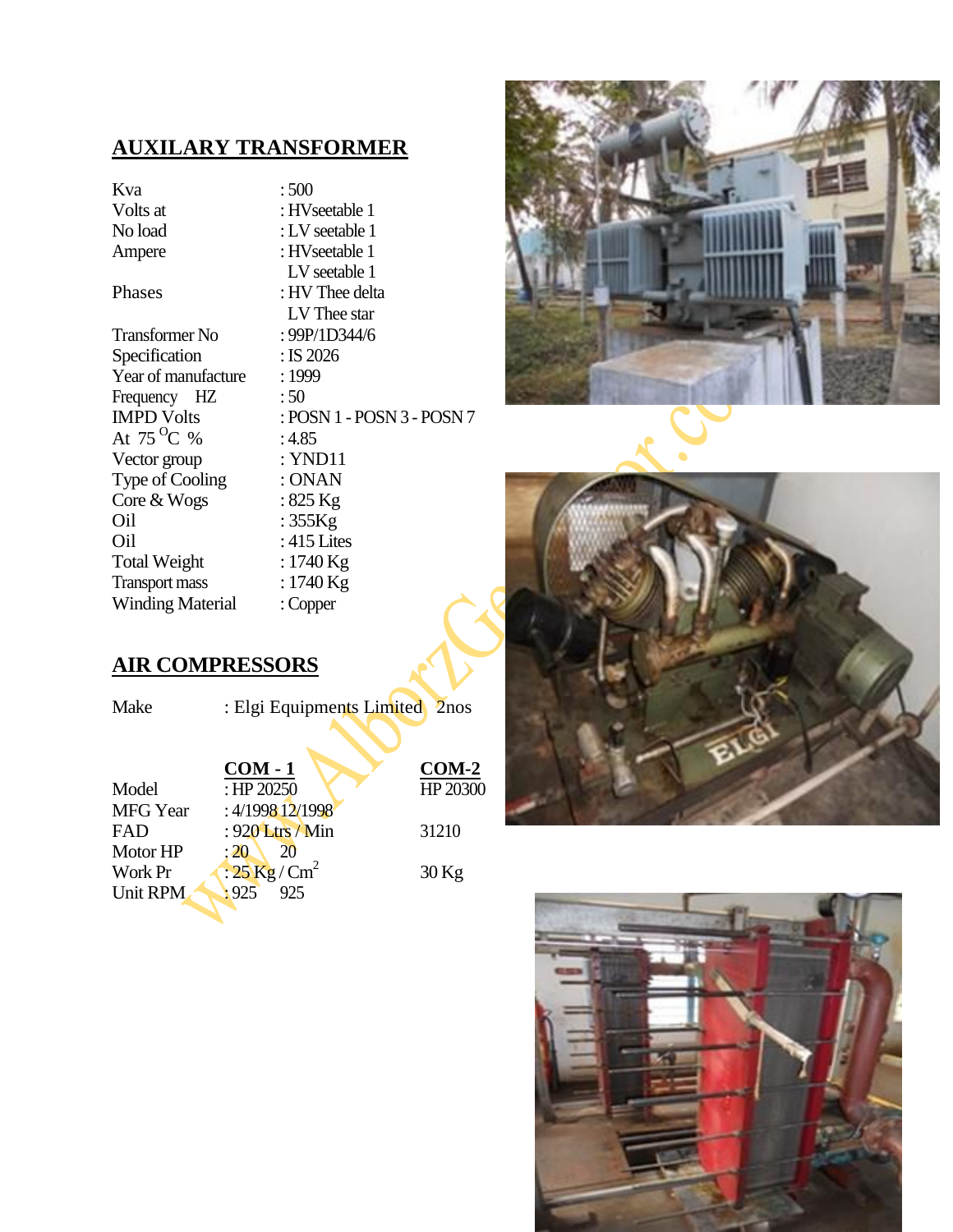## AUXILARY TRANSFORMER

| | |
|---|---|
| Kva | : 500 |
| Volts at | : HVseetable 1 |
| No load | : LV seetable 1 |
| Ampere | : HVseetable 1 |
| | LV seetable 1 |
| Phases | : HV Thee delta |
| | LV Thee star |
| Transformer No | : 99P/1D344/6 |
| Specification | : IS 2026 |
| Year of manufacture | : 1999 |
| Frequency HZ | : 50 |
| IMPD Volts | : POSN 1 - POSN 3 - POSN 7 |
| At 75 $^{O}$C % | : 4.85 |
| Vector group | : YND11 |
| Type of Cooling | : ONAN |
| Core & Wogs | : 825 Kg |
| Oil | : 355Kg |
| Oil | : 415 Lites |
| Total Weight | : 1740 Kg |
| Transport mass | : 1740 Kg |
| Winding Material | : Copper |

## AIR COMPRESSORS

Make : Elgi Equipments Limited 2nos

| | COM - 1 | COM-2 |
|---|---|---|
| Model | : HP 20250 | HP 20300 |
| MFG Year | : 4/1998 12/1998 | |
| FAD | : 920 Ltrs / Min | 31210 |
| Motor HP | : 20 20 | |
| Work Pr | : 25 Kg / Cm$^2$ | 30 Kg |
| Unit RPM | : 925 925 | |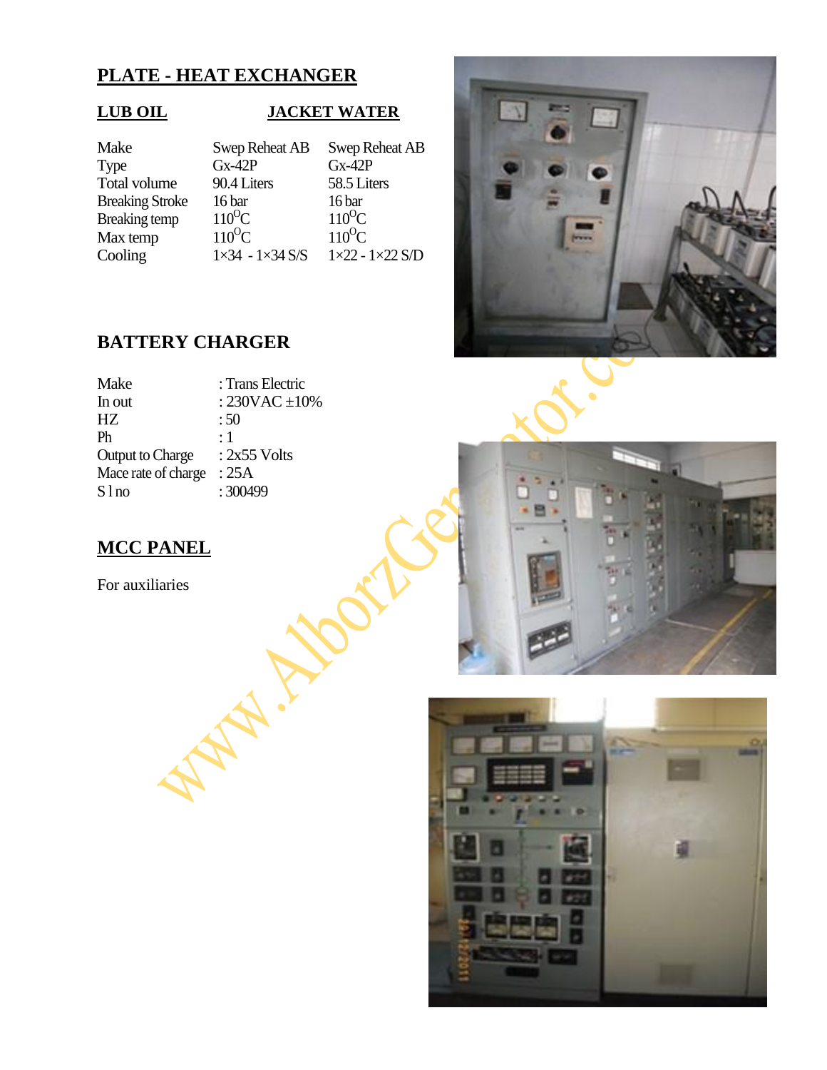# PLATE - HEAT EXCHANGER

| | LUB OIL | JACKET WATER |
|---|---|---|
| Make | Swep Reheat AB | Swep Reheat AB |
| Type | Gx-42P | Gx-42P |
| Total volume | 90.4 Liters | 58.5 Liters |
| Breaking Stroke | 16 bar | 16 bar |
| Breaking temp | $110^{O}C$ | $110^{O}C$ |
| Max temp | $110^{O}C$ | $110^{O}C$ |
| Cooling | 1×34 - 1×34 S/S | 1×22 - 1×22 S/D |

## BATTERY CHARGER

| | |
|---|---|
| Make | : Trans Electric |
| In out | : 230VAC ±10% |
| HZ | : 50 |
| Ph | : 1 |
| Output to Charge | : 2x55 Volts |
| Mace rate of charge | : 25A |
| S l no | : 300499 |

## MCC PANEL

For auxiliaries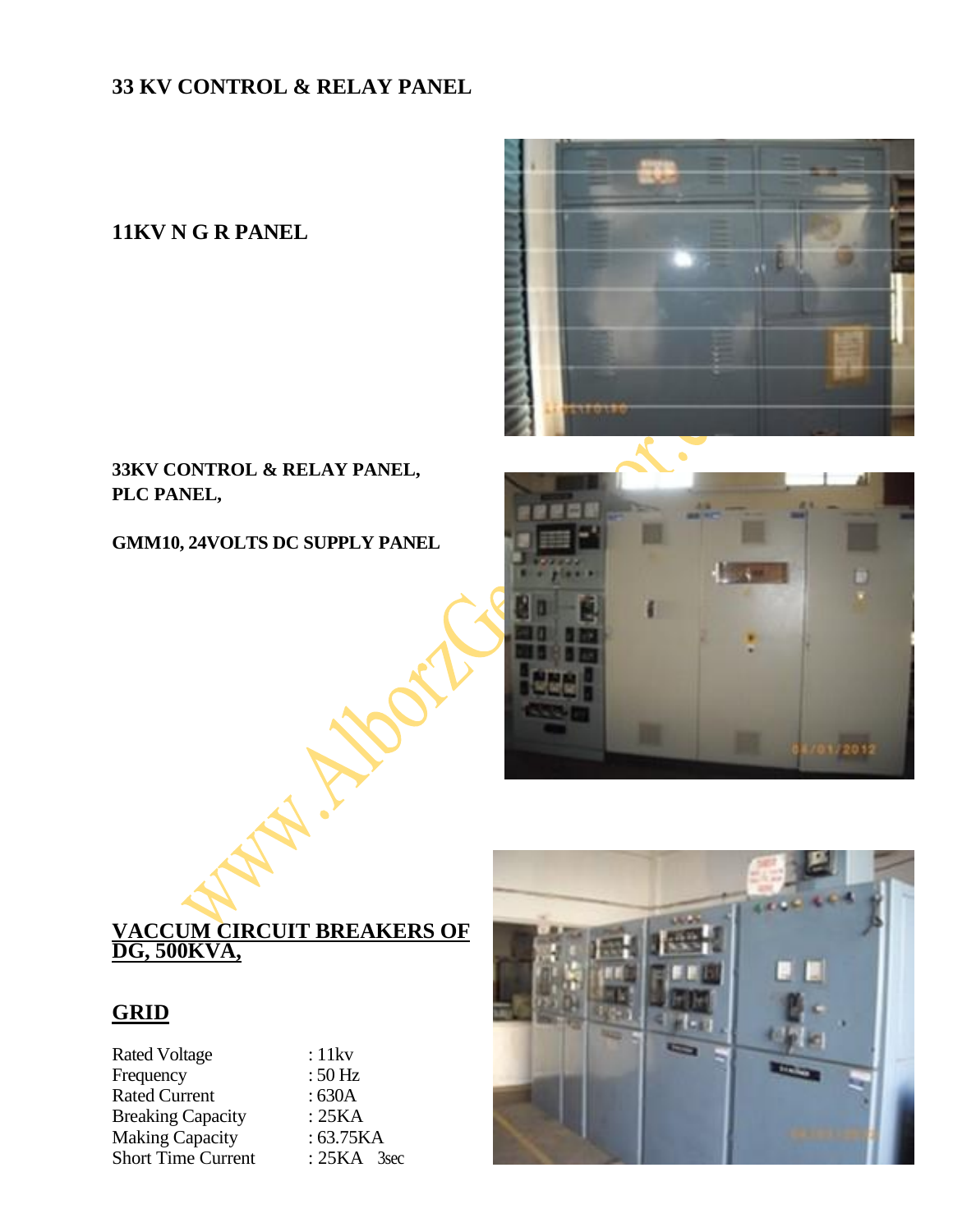**33 KV CONTROL & RELAY PANEL**

**11KV N G R PANEL**

**33KV CONTROL & RELAY PANEL,**
**PLC PANEL,**

**GMM10, 24VOLTS DC SUPPLY PANEL**

**<u>VACCUM CIRCUIT BREAKERS OF DG, 500KVA,</u>**

## <u>GRID</u>

| | |
|---|---|
| Rated Voltage | : 11kv |
| Frequency | : 50 Hz |
| Rated Current | : 630A |
| Breaking Capacity | : 25KA |
| Making Capacity | : 63.75KA |
| Short Time Current | : 25KA 3sec |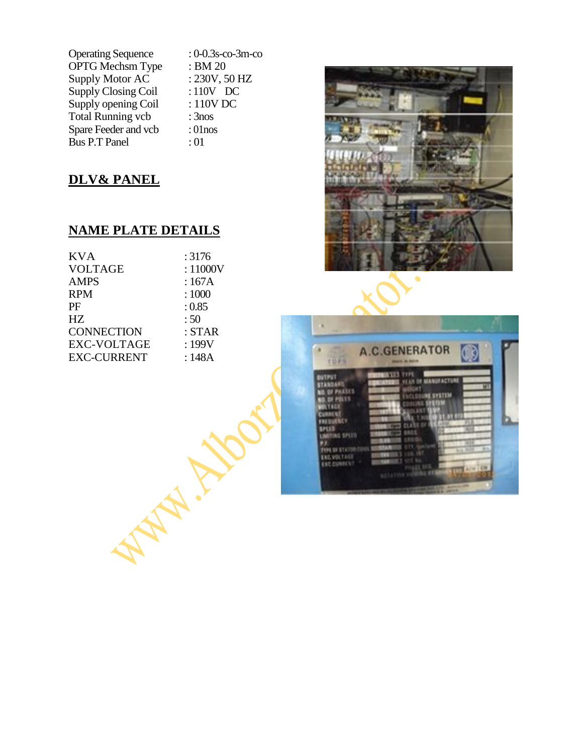| | |
|---|---|
| Operating Sequence | : 0-0.3s-co-3m-co |
| OPTG Mechsm Type | : BM 20 |
| Supply Motor AC | : 230V, 50 HZ |
| Supply Closing Coil | : 110V DC |
| Supply opening Coil | : 110V DC |
| Total Running vcb | : 3nos |
| Spare Feeder and vcb | : 01nos |
| Bus P.T Panel | : 01 |

## DLV& PANEL

## NAME PLATE DETAILS

| | |
|---|---|
| KVA | : 3176 |
| VOLTAGE | : 11000V |
| AMPS | : 167A |
| RPM | : 1000 |
| PF | : 0.85 |
| HZ | : 50 |
| CONNECTION | : STAR |
| EXC-VOLTAGE | : 199V |
| EXC-CURRENT | : 148A |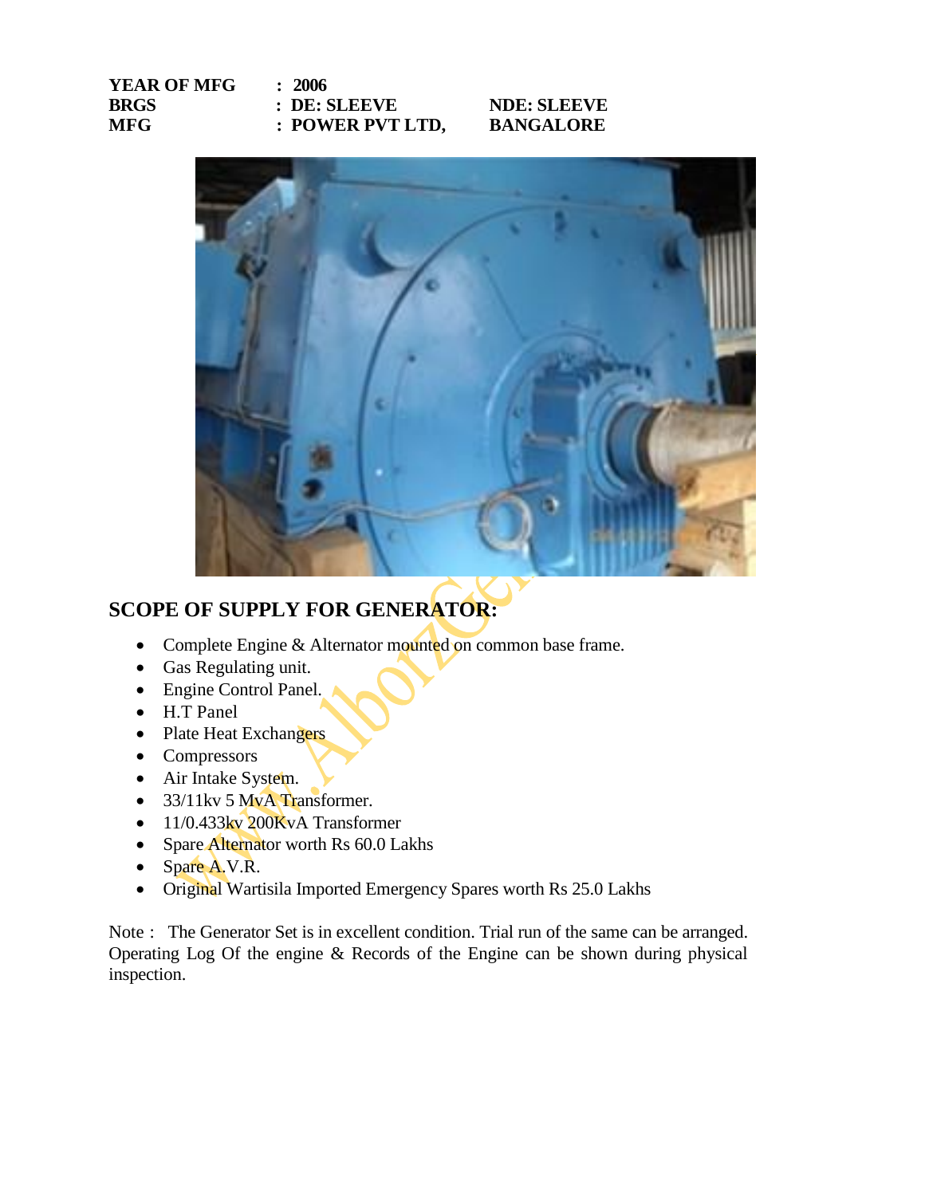| | | |
|---|---|---|
| **YEAR OF MFG** | **: 2006** | |
| **BRGS** | **: DE: SLEEVE** | **NDE: SLEEVE** |
| **MFG** | **: POWER PVT LTD,** | **BANGALORE** |

## SCOPE OF SUPPLY FOR GENERATOR:

- Complete Engine & Alternator mounted on common base frame.
- Gas Regulating unit.
- Engine Control Panel.
- H.T Panel
- Plate Heat Exchangers
- Compressors
- Air Intake System.
- 33/11kv 5 MvA Transformer.
- 11/0.433kv 200KvA Transformer
- Spare Alternator worth Rs 60.0 Lakhs
- Spare A.V.R.
- Original Wartisila Imported Emergency Spares worth Rs 25.0 Lakhs

Note : The Generator Set is in excellent condition. Trial run of the same can be arranged. Operating Log Of the engine & Records of the Engine can be shown during physical inspection.